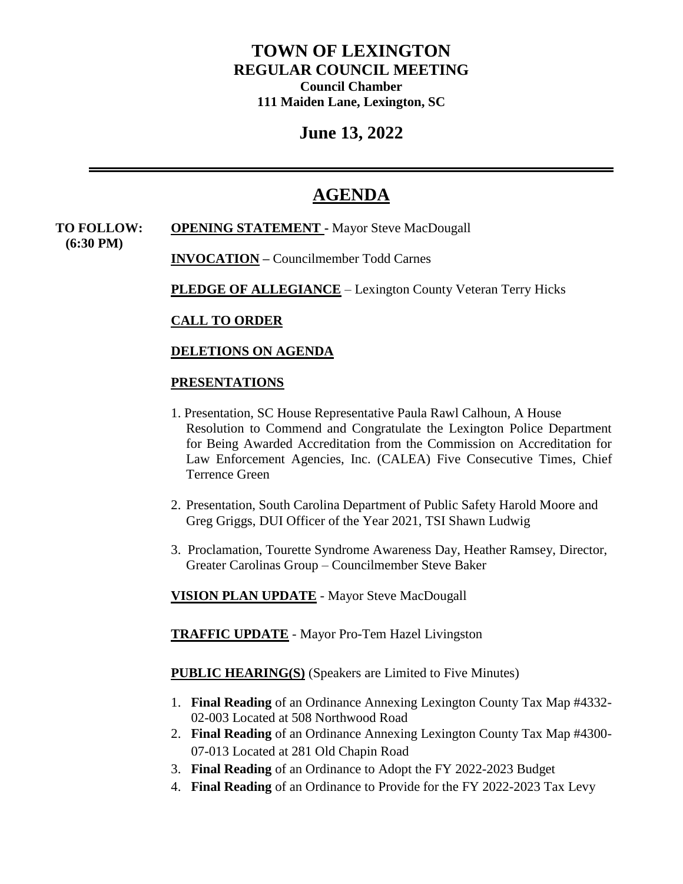# TOWN OF LEXINGTON
## REGULAR COUNCIL MEETING
**Council Chamber**
**111 Maiden Lane, Lexington, SC**

## June 13, 2022

---

# AGENDA

**TO FOLLOW: (6:30 PM)**

**OPENING STATEMENT** - Mayor Steve MacDougall

**INVOCATION** – Councilmember Todd Carnes

**PLEDGE OF ALLEGIANCE** – Lexington County Veteran Terry Hicks

**CALL TO ORDER**

**DELETIONS ON AGENDA**

**PRESENTATIONS**

1. Presentation, SC House Representative Paula Rawl Calhoun, A House Resolution to Commend and Congratulate the Lexington Police Department for Being Awarded Accreditation from the Commission on Accreditation for Law Enforcement Agencies, Inc. (CALEA) Five Consecutive Times, Chief Terrence Green
2. Presentation, South Carolina Department of Public Safety Harold Moore and Greg Griggs, DUI Officer of the Year 2021, TSI Shawn Ludwig
3. Proclamation, Tourette Syndrome Awareness Day, Heather Ramsey, Director, Greater Carolinas Group – Councilmember Steve Baker

**VISION PLAN UPDATE** - Mayor Steve MacDougall

**TRAFFIC UPDATE** - Mayor Pro-Tem Hazel Livingston

**PUBLIC HEARING(S)** (Speakers are Limited to Five Minutes)

1. **Final Reading** of an Ordinance Annexing Lexington County Tax Map #4332-02-003 Located at 508 Northwood Road
2. **Final Reading** of an Ordinance Annexing Lexington County Tax Map #4300-07-013 Located at 281 Old Chapin Road
3. **Final Reading** of an Ordinance to Adopt the FY 2022-2023 Budget
4. **Final Reading** of an Ordinance to Provide for the FY 2022-2023 Tax Levy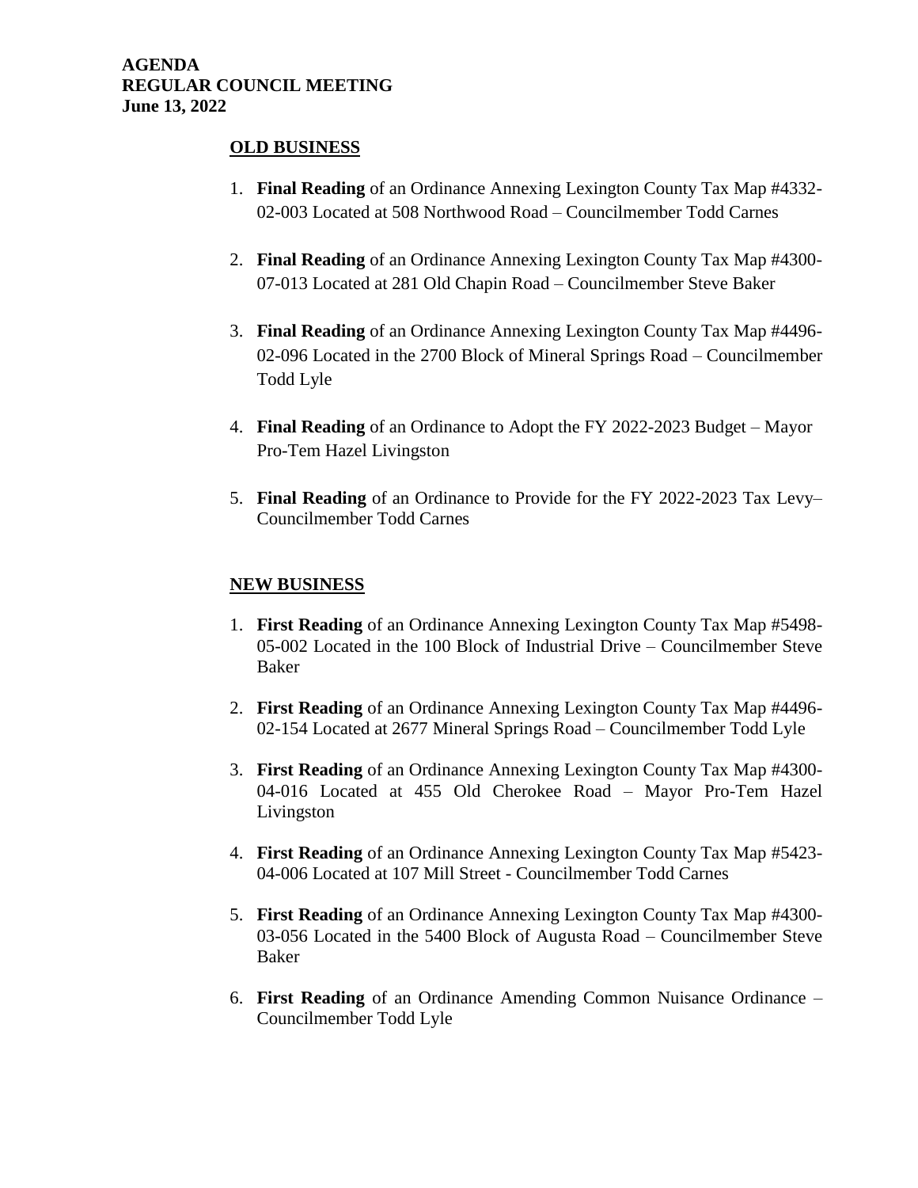**AGENDA**
**REGULAR COUNCIL MEETING**
**June 13, 2022**

## OLD BUSINESS

1. **Final Reading** of an Ordinance Annexing Lexington County Tax Map #4332-02-003 Located at 508 Northwood Road – Councilmember Todd Carnes
2. **Final Reading** of an Ordinance Annexing Lexington County Tax Map #4300-07-013 Located at 281 Old Chapin Road – Councilmember Steve Baker
3. **Final Reading** of an Ordinance Annexing Lexington County Tax Map #4496-02-096 Located in the 2700 Block of Mineral Springs Road – Councilmember Todd Lyle
4. **Final Reading** of an Ordinance to Adopt the FY 2022-2023 Budget – Mayor Pro-Tem Hazel Livingston
5. **Final Reading** of an Ordinance to Provide for the FY 2022-2023 Tax Levy– Councilmember Todd Carnes

## NEW BUSINESS

1. **First Reading** of an Ordinance Annexing Lexington County Tax Map #5498-05-002 Located in the 100 Block of Industrial Drive – Councilmember Steve Baker
2. **First Reading** of an Ordinance Annexing Lexington County Tax Map #4496-02-154 Located at 2677 Mineral Springs Road – Councilmember Todd Lyle
3. **First Reading** of an Ordinance Annexing Lexington County Tax Map #4300-04-016 Located at 455 Old Cherokee Road – Mayor Pro-Tem Hazel Livingston
4. **First Reading** of an Ordinance Annexing Lexington County Tax Map #5423-04-006 Located at 107 Mill Street - Councilmember Todd Carnes
5. **First Reading** of an Ordinance Annexing Lexington County Tax Map #4300-03-056 Located in the 5400 Block of Augusta Road – Councilmember Steve Baker
6. **First Reading** of an Ordinance Amending Common Nuisance Ordinance – Councilmember Todd Lyle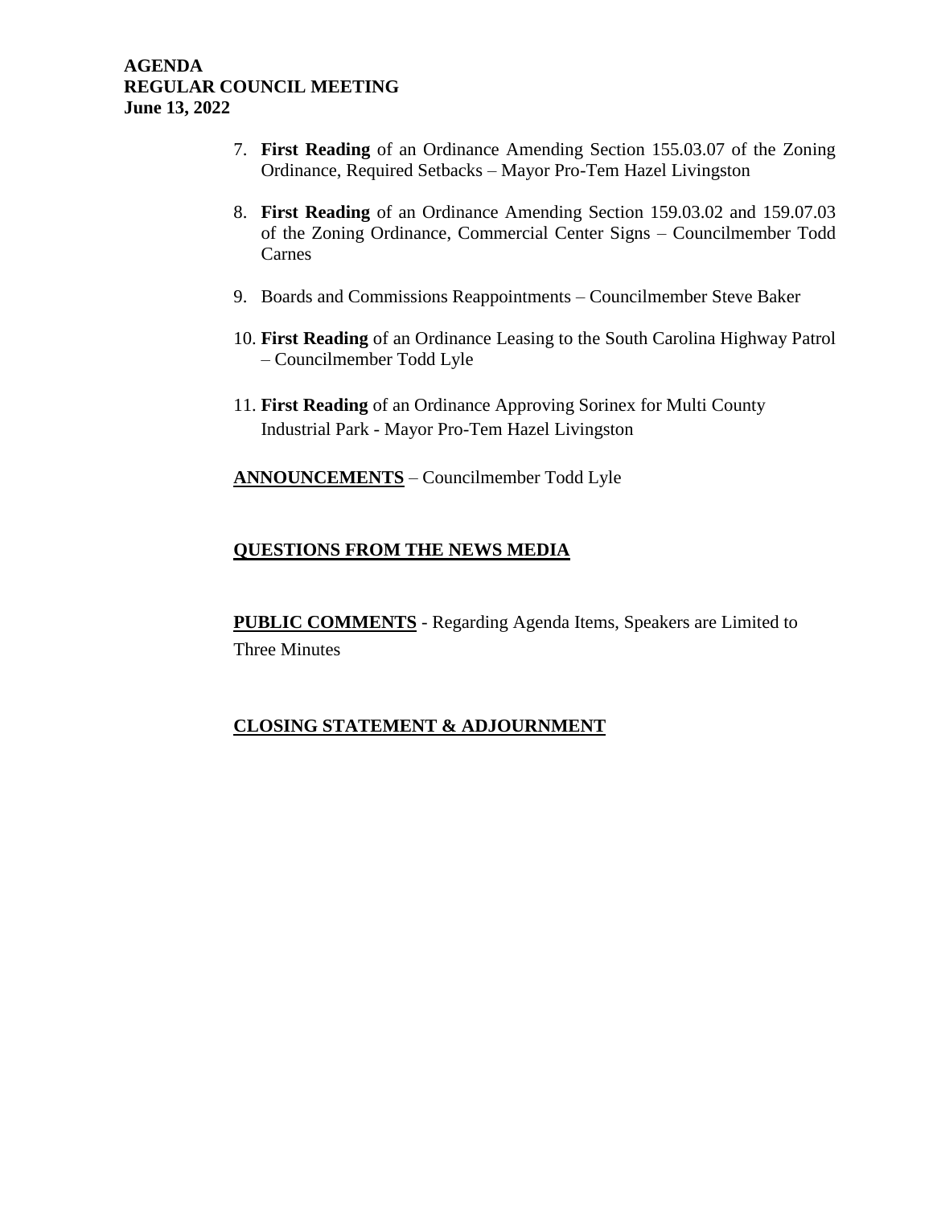7. **First Reading** of an Ordinance Amending Section 155.03.07 of the Zoning Ordinance, Required Setbacks – Mayor Pro-Tem Hazel Livingston

8. **First Reading** of an Ordinance Amending Section 159.03.02 and 159.07.03 of the Zoning Ordinance, Commercial Center Signs – Councilmember Todd Carnes

9. Boards and Commissions Reappointments – Councilmember Steve Baker

10. **First Reading** of an Ordinance Leasing to the South Carolina Highway Patrol – Councilmember Todd Lyle

11. **First Reading** of an Ordinance Approving Sorinex for Multi County Industrial Park - Mayor Pro-Tem Hazel Livingston

**ANNOUNCEMENTS** – Councilmember Todd Lyle

**QUESTIONS FROM THE NEWS MEDIA**

**PUBLIC COMMENTS** - Regarding Agenda Items, Speakers are Limited to Three Minutes

**CLOSING STATEMENT & ADJOURNMENT**